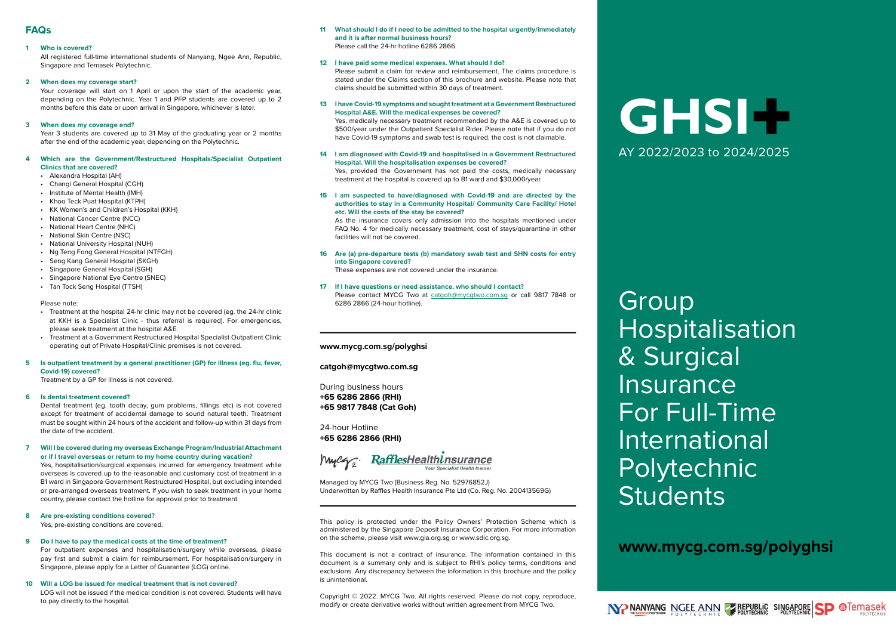## FAQs

**1 Who is covered?**

All registered full-time international students of Nanyang, Ngee Ann, Republic, Singapore and Temasek Polytechnic.

**2 When does my coverage start?**

Your coverage will start on 1 April or upon the start of the academic year, depending on the Polytechnic. Year 1 and PFP students are covered up to 2 months before this date or upon arrival in Singapore, whichever is later.

**3 When does my coverage end?**

Year 3 students are covered up to 31 May of the graduating year or 2 months after the end of the academic year, depending on the Polytechnic.

**4 Which are the Government/Restructured Hospitals/Specialist Outpatient Clinics that are covered?**

- Alexandra Hospital (AH)
- Changi General Hospital (CGH)
- Institute of Mental Health (IMH)
- Khoo Teck Puat Hospital (KTPH)
- KK Women's and Children's Hospital (KKH)
- National Cancer Centre (NCC)
- National Heart Centre (NHC)
- National Skin Centre (NSC)
- National University Hospital (NUH)
- Ng Teng Fong General Hospital (NTFGH)
- Seng Kang General Hospital (SKGH)
- Singapore General Hospital (SGH)
- Singapore National Eye Centre (SNEC)
- Tan Tock Seng Hospital (TTSH)

Please note:

- Treatment at the hospital 24-hr clinic may not be covered (eg. the 24-hr clinic at KKH is a Specialist Clinic - thus referral is required). For emergencies, please seek treatment at the hospital A&E.
- Treatment at a Government Restructured Hospital Specialist Outpatient Clinic operating out of Private Hospital/Clinic premises is not covered.

**5 Is outpatient treatment by a general practitioner (GP) for illness (eg. flu, fever, Covid-19) covered?**

Treatment by a GP for illness is not covered.

**6 Is dental treatment covered?**

Dental treatment (eg. tooth decay, gum problems, fillings etc) is not covered except for treatment of accidental damage to sound natural teeth. Treatment must be sought within 24 hours of the accident and follow-up within 31 days from the date of the accident.

**7 Will I be covered during my overseas Exchange Program/Industrial Attachment or if I travel overseas or return to my home country during vacation?**

Yes, hospitalisation/surgical expenses incurred for emergency treatment while overseas is covered up to the reasonable and customary cost of treatment in a B1 ward in Singapore Government Restructured Hospital, but excluding intended or pre-arranged overseas treatment. If you wish to seek treatment in your home country, please contact the hotline for approval prior to treatment.

**8 Are pre-existing conditions covered?**

Yes, pre-existing conditions are covered.

**9 Do I have to pay the medical costs at the time of treatment?**

For outpatient expenses and hospitalisation/surgery while overseas, please pay first and submit a claim for reimbursement. For hospitalisation/surgery in Singapore, please apply for a Letter of Guarantee (LOG) online.

**10 Will a LOG be issued for medical treatment that is not covered?**

LOG will not be issued if the medical condition is not covered. Students will have to pay directly to the hospital.

**11 What should I do if I need to be admitted to the hospital urgently/immediately and it is after normal business hours?**

Please call the 24-hr hotline 6286 2866.

**12 I have paid some medical expenses. What should I do?**

Please submit a claim for review and reimbursement. The claims procedure is stated under the Claims section of this brochure and website. Please note that claims should be submitted within 30 days of treatment.

**13 I have Covid-19 symptoms and sought treatment at a Government Restructured Hospital A&E. Will the medical expenses be covered?**

Yes, medically necessary treatment recommended by the A&E is covered up to $500/year under the Outpatient Specialist Rider. Please note that if you do not have Covid-19 symptoms and swab test is required, the cost is not claimable.

**14 I am diagnosed with Covid-19 and hospitalised in a Government Restructured Hospital. Will the hospitalisation expenses be covered?**

Yes, provided the Government has not paid the costs, medically necessary treatment at the hospital is covered up to B1 ward and $30,000/year.

**15 I am suspected to have/diagnosed with Covid-19 and are directed by the authorities to stay in a Community Hospital/ Community Care Facility/ Hotel etc. Will the costs of the stay be covered?**

As the insurance covers only admission into the hospitals mentioned under FAQ No. 4 for medically necessary treatment, cost of stays/quarantine in other facilities will not be covered.

**16 Are (a) pre-departure tests (b) mandatory swab test and SHN costs for entry into Singapore covered?**

These expenses are not covered under the insurance.

**17 If I have questions or need assistance, who should I contact?**

Please contact MYCG Two at catgoh@mycgtwo.com.sg or call 9817 7848 or 6286 2866 (24-hour hotline).

---

**www.mycg.com.sg/polyghsi**

**catgoh@mycgtwo.com.sg**

During business hours
**+65 6286 2866 (RHI)**
**+65 9817 7848 (Cat Goh)**

24-hour Hotline
**+65 6286 2866 (RHI)**

RafflesHealthInsurance — Your Specialist Health Insurer

Managed by MYCG Two (Business Reg. No. 52976852J)
Underwritten by Raffles Health Insurance Pte Ltd (Co. Reg. No. 200413569G)

---

This policy is protected under the Policy Owners' Protection Scheme which is administered by the Singapore Deposit Insurance Corporation. For more information on the scheme, please visit www.gia.org.sg or www.sdic.org.sg.

This document is not a contract of insurance. The information contained in this document is a summary only and is subject to RHI's policy terms, conditions and exclusions. Any discrepancy between the information in this brochure and the policy is unintentional.

Copyright © 2022. MYCG Two. All rights reserved. Please do not copy, reproduce, modify or create derivative works without written agreement from MYCG Two.

# GHSI+

AY 2022/2023 to 2024/2025

# Group Hospitalisation & Surgical Insurance For Full-Time International Polytechnic Students

**www.mycg.com.sg/polyghsi**

NANYANG POLYTECHNIC | NGEE ANN POLYTECHNIC | REPUBLIC POLYTECHNIC | SINGAPORE POLYTECHNIC | Temasek POLYTECHNIC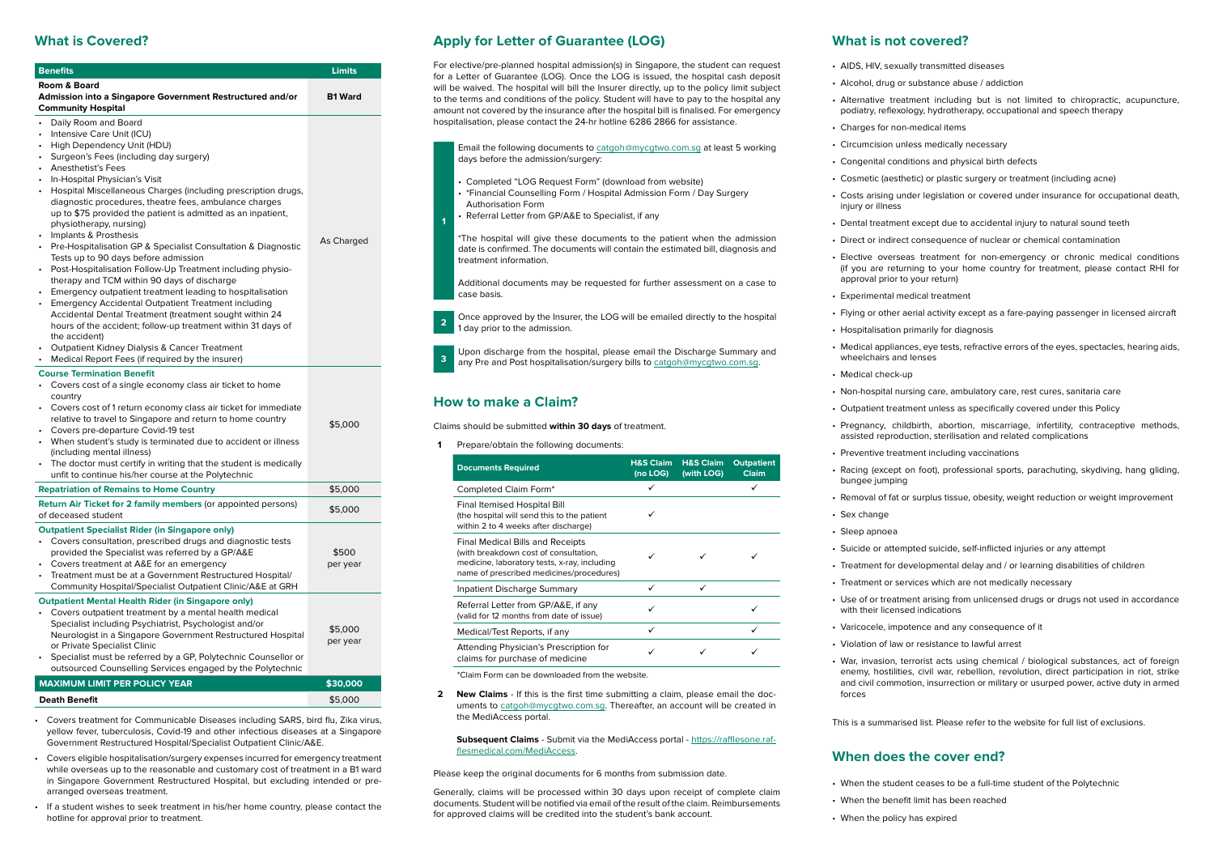## What is Covered?

| Benefits | Limits |
|---|---|
| **Room & Board**<br>**Admission into a Singapore Government Restructured and/or Community Hospital** | **B1 Ward** |
| • Daily Room and Board<br>• Intensive Care Unit (ICU)<br>• High Dependency Unit (HDU)<br>• Surgeon's Fees (including day surgery)<br>• Anesthetist's Fees<br>• In-Hospital Physician's Visit<br>• Hospital Miscellaneous Charges (including prescription drugs, diagnostic procedures, theatre fees, ambulance charges up to $75 provided the patient is admitted as an inpatient, physiotherapy, nursing)<br>• Implants & Prosthesis<br>• Pre-Hospitalisation GP & Specialist Consultation & Diagnostic Tests up to 90 days before admission<br>• Post-Hospitalisation Follow-Up Treatment including physio-therapy and TCM within 90 days of discharge<br>• Emergency outpatient treatment leading to hospitalisation<br>• Emergency Accidental Outpatient Treatment including Accidental Dental Treatment (treatment sought within 24 hours of the accident; follow-up treatment within 31 days of the accident)<br>• Outpatient Kidney Dialysis & Cancer Treatment<br>• Medical Report Fees (if required by the insurer) | As Charged |
| **Course Termination Benefit**<br>• Covers cost of a single economy class air ticket to home country<br>• Covers cost of 1 return economy class air ticket for immediate relative to travel to Singapore and return to home country<br>• Covers pre-departure Covid-19 test<br>• When student's study is terminated due to accident or illness (including mental illness)<br>• The doctor must certify in writing that the student is medically unfit to continue his/her course at the Polytechnic | $5,000 |
| **Repatriation of Remains to Home Country** | $5,000 |
| **Return Air Ticket for 2 family members** (or appointed persons) of deceased student | $5,000 |
| **Outpatient Specialist Rider (in Singapore only)**<br>• Covers consultation, prescribed drugs and diagnostic tests provided the Specialist was referred by a GP/A&E<br>• Covers treatment at A&E for an emergency<br>• Treatment must be at a Government Restructured Hospital/ Community Hospital/Specialist Outpatient Clinic/A&E at GRH | $500 per year |
| **Outpatient Mental Health Rider (in Singapore only)**<br>• Covers outpatient treatment by a mental health medical Specialist including Psychiatrist, Psychologist and/or Neurologist in a Singapore Government Restructured Hospital or Private Specialist Clinic<br>• Specialist must be referred by a GP, Polytechnic Counsellor or outsourced Counselling Services engaged by the Polytechnic | $5,000 per year |
| **MAXIMUM LIMIT PER POLICY YEAR** | **$30,000** |
| **Death Benefit** | $5,000 |

- Covers treatment for Communicable Diseases including SARS, bird flu, Zika virus, yellow fever, tuberculosis, Covid-19 and other infectious diseases at a Singapore Government Restructured Hospital/Specialist Outpatient Clinic/A&E.
- Covers eligible hospitalisation/surgery expenses incurred for emergency treatment while overseas up to the reasonable and customary cost of treatment in a B1 ward in Singapore Government Restructured Hospital, but excluding intended or pre-arranged overseas treatment.
- If a student wishes to seek treatment in his/her home country, please contact the hotline for approval prior to treatment.

## Apply for Letter of Guarantee (LOG)

For elective/pre-planned hospital admission(s) in Singapore, the student can request for a Letter of Guarantee (LOG). Once the LOG is issued, the hospital cash deposit will be waived. The hospital will bill the Insurer directly, up to the policy limit subject to the terms and conditions of the policy. Student will have to pay to the hospital any amount not covered by the insurance after the hospital bill is finalised. For emergency hospitalisation, please contact the 24-hr hotline 6286 2866 for assistance.

1. Email the following documents to catgoh@mycgtwo.com.sg at least 5 working days before the admission/surgery:
   - Completed "LOG Request Form" (download from website)
   - *Financial Counselling Form / Hospital Admission Form / Day Surgery Authorisation Form
   - Referral Letter from GP/A&E to Specialist, if any

   *The hospital will give these documents to the patient when the admission date is confirmed. The documents will contain the estimated bill, diagnosis and treatment information.

   Additional documents may be requested for further assessment on a case to case basis.
2. Once approved by the Insurer, the LOG will be emailed directly to the hospital 1 day prior to the admission.
3. Upon discharge from the hospital, please email the Discharge Summary and any Pre and Post hospitalisation/surgery bills to catgoh@mycgtwo.com.sg.

## How to make a Claim?

Claims should be submitted **within 30 days** of treatment.

**1** Prepare/obtain the following documents:

| Documents Required | H&S Claim (no LOG) | H&S Claim (with LOG) | Outpatient Claim |
|---|---|---|---|
| Completed Claim Form* | ✓ | | ✓ |
| Final Itemised Hospital Bill (the hospital will send this to the patient within 2 to 4 weeks after discharge) | ✓ | | |
| Final Medical Bills and Receipts (with breakdown cost of consultation, medicine, laboratory tests, x-ray, including name of prescribed medicines/procedures) | ✓ | ✓ | ✓ |
| Inpatient Discharge Summary | ✓ | ✓ | |
| Referral Letter from GP/A&E, if any (valid for 12 months from date of issue) | ✓ | | ✓ |
| Medical/Test Reports, if any | ✓ | | ✓ |
| Attending Physician's Prescription for claims for purchase of medicine | ✓ | ✓ | ✓ |

*Claim Form can be downloaded from the website.

**2** **New Claims** - If this is the first time submitting a claim, please email the documents to catgoh@mycgtwo.com.sg. Thereafter, an account will be created in the MediAccess portal.

**Subsequent Claims** - Submit via the MediAccess portal - https://rafflesone.rafflesmedical.com/MediAccess.

Please keep the original documents for 6 months from submission date.

Generally, claims will be processed within 30 days upon receipt of complete claim documents. Student will be notified via email of the result of the claim. Reimbursements for approved claims will be credited into the student's bank account.

## What is not covered?

- AIDS, HIV, sexually transmitted diseases
- Alcohol, drug or substance abuse / addiction
- Alternative treatment including but is not limited to chiropractic, acupuncture, podiatry, reflexology, hydrotherapy, occupational and speech therapy
- Charges for non-medical items
- Circumcision unless medically necessary
- Congenital conditions and physical birth defects
- Cosmetic (aesthetic) or plastic surgery or treatment (including acne)
- Costs arising under legislation or covered under insurance for occupational death, injury or illness
- Dental treatment except due to accidental injury to natural sound teeth
- Direct or indirect consequence of nuclear or chemical contamination
- Elective overseas treatment for non-emergency or chronic medical conditions (if you are returning to your home country for treatment, please contact RHI for approval prior to your return)
- Experimental medical treatment
- Flying or other aerial activity except as a fare-paying passenger in licensed aircraft
- Hospitalisation primarily for diagnosis
- Medical appliances, eye tests, refractive errors of the eyes, spectacles, hearing aids, wheelchairs and lenses
- Medical check-up
- Non-hospital nursing care, ambulatory care, rest cures, sanitaria care
- Outpatient treatment unless as specifically covered under this Policy
- Pregnancy, childbirth, abortion, miscarriage, infertility, contraceptive methods, assisted reproduction, sterilisation and related complications
- Preventive treatment including vaccinations
- Racing (except on foot), professional sports, parachuting, skydiving, hang gliding, bungee jumping
- Removal of fat or surplus tissue, obesity, weight reduction or weight improvement
- Sex change
- Sleep apnoea
- Suicide or attempted suicide, self-inflicted injuries or any attempt
- Treatment for developmental delay and / or learning disabilities of children
- Treatment or services which are not medically necessary
- Use of or treatment arising from unlicensed drugs or drugs not used in accordance with their licensed indications
- Varicocele, impotence and any consequence of it
- Violation of law or resistance to lawful arrest
- War, invasion, terrorist acts using chemical / biological substances, act of foreign enemy, hostilities, civil war, rebellion, revolution, direct participation in riot, strike and civil commotion, insurrection or military or usurped power, active duty in armed forces

This is a summarised list. Please refer to the website for full list of exclusions.

## When does the cover end?

- When the student ceases to be a full-time student of the Polytechnic
- When the benefit limit has been reached
- When the policy has expired